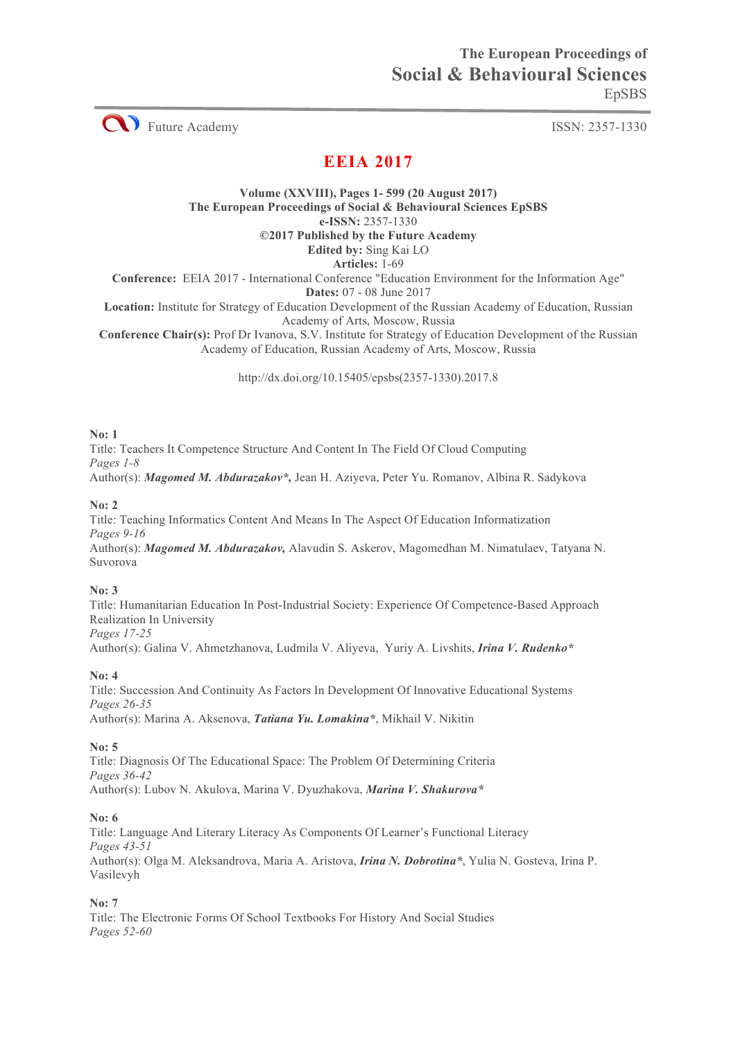The European Proceedings of
**Social & Behavioural Sciences**
EpSBS

Future Academy ISSN: 2357-1330

# EEIA 2017

**Volume (XXVIII), Pages 1- 599 (20 August 2017)**
**The European Proceedings of Social & Behavioural Sciences EpSBS**
**e-ISSN:** 2357-1330
**©2017 Published by the Future Academy**
**Edited by:** Sing Kai LO
**Articles:** 1-69
**Conference:** EEIA 2017 - International Conference "Education Environment for the Information Age"
**Dates:** 07 - 08 June 2017
**Location:** Institute for Strategy of Education Development of the Russian Academy of Education, Russian Academy of Arts, Moscow, Russia
**Conference Chair(s):** Prof Dr Ivanova, S.V. Institute for Strategy of Education Development of the Russian Academy of Education, Russian Academy of Arts, Moscow, Russia

http://dx.doi.org/10.15405/epsbs(2357-1330).2017.8

**No: 1**
Title: Teachers It Competence Structure And Content In The Field Of Cloud Computing
*Pages 1-8*
Author(s): ***Magomed M. Abdurazakov*,*** Jean H. Aziyeva, Peter Yu. Romanov, Albina R. Sadykova

**No: 2**
Title: Teaching Informatics Content And Means In The Aspect Of Education Informatization
*Pages 9-16*
Author(s): ***Magomed M. Abdurazakov,*** Alavudin S. Askerov, Magomedhan M. Nimatulaev, Tatyana N. Suvorova

**No: 3**
Title: Humanitarian Education In Post-Industrial Society: Experience Of Competence-Based Approach Realization In University
*Pages 17-25*
Author(s): Galina V. Ahmetzhanova, Ludmila V. Aliyeva, Yuriy A. Livshits, ***Irina V. Rudenko****

**No: 4**
Title: Succession And Continuity As Factors In Development Of Innovative Educational Systems
*Pages 26-35*
Author(s): Marina A. Aksenova, ***Tatiana Yu. Lomakina****, Mikhail V. Nikitin

**No: 5**
Title: Diagnosis Of The Educational Space: The Problem Of Determining Criteria
*Pages 36-42*
Author(s): Lubov N. Akulova, Marina V. Dyuzhakova, ***Marina V. Shakurova****

**No: 6**
Title: Language And Literary Literacy As Components Of Learner's Functional Literacy
*Pages 43-51*
Author(s): Olga M. Aleksandrova, Maria A. Aristova, ***Irina N. Dobrotina****, Yulia N. Gosteva, Irina P. Vasilevyh

**No: 7**
Title: The Electronic Forms Of School Textbooks For History And Social Studies
*Pages 52-60*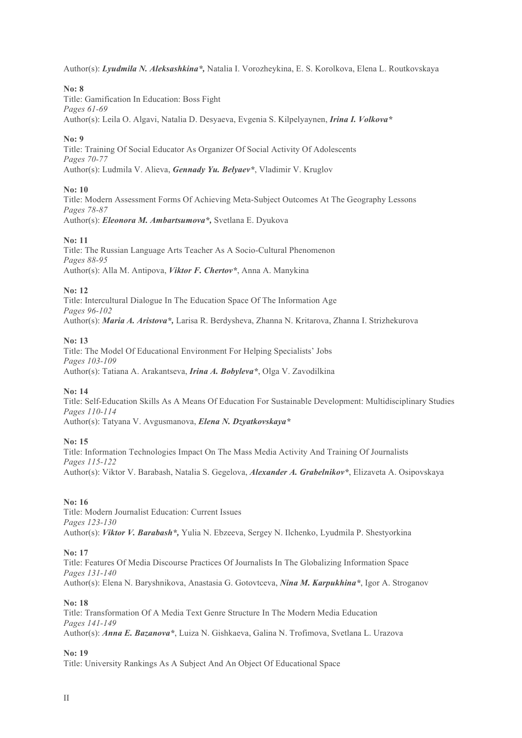Author(s): ***Lyudmila N. Aleksashkina\*,*** Natalia I. Vorozheykina, E. S. Korolkova, Elena L. Routkovskaya

**No: 8**
Title: Gamification In Education: Boss Fight
*Pages 61-69*
Author(s): Leila O. Algavi, Natalia D. Desyaeva, Evgenia S. Kilpelyaynen, ***Irina I. Volkova\****

**No: 9**
Title: Training Of Social Educator As Organizer Of Social Activity Of Adolescents
*Pages 70-77*
Author(s): Ludmila V. Alieva, ***Gennady Yu. Belyaev\****, Vladimir V. Kruglov

**No: 10**
Title: Modern Assessment Forms Of Achieving Meta-Subject Outcomes At The Geography Lessons
*Pages 78-87*
Author(s): ***Eleonora M. Ambartsumova\*,*** Svetlana E. Dyukova

**No: 11**
Title: The Russian Language Arts Teacher As A Socio-Cultural Phenomenon
*Pages 88-95*
Author(s): Alla M. Antipova, ***Viktor F. Chertov\****, Anna A. Manykina

**No: 12**
Title: Intercultural Dialogue In The Education Space Of The Information Age
*Pages 96-102*
Author(s): ***Maria A. Aristova\*,*** Larisa R. Berdysheva, Zhanna N. Kritarova, Zhanna I. Strizhekurova

**No: 13**
Title: The Model Of Educational Environment For Helping Specialists' Jobs
*Pages 103-109*
Author(s): Tatiana A. Arakantseva, ***Irina A. Bobyleva\****, Olga V. Zavodilkina

**No: 14**
Title: Self-Education Skills As A Means Of Education For Sustainable Development: Multidisciplinary Studies
*Pages 110-114*
Author(s): Tatyana V. Avgusmanova, ***Elena N. Dzyatkovskaya\****

**No: 15**
Title: Information Technologies Impact On The Mass Media Activity And Training Of Journalists
*Pages 115-122*
Author(s): Viktor V. Barabash, Natalia S. Gegelova, ***Alexander A. Grabelnikov\****, Elizaveta A. Osipovskaya

**No: 16**
Title: Modern Journalist Education: Current Issues
*Pages 123-130*
Author(s): ***Viktor V. Barabash\*,*** Yulia N. Ebzeeva, Sergey N. Ilchenko, Lyudmila P. Shestyorkina

**No: 17**
Title: Features Of Media Discourse Practices Of Journalists In The Globalizing Information Space
*Pages 131-140*
Author(s): Elena N. Baryshnikova, Anastasia G. Gotovtceva, ***Nina M. Karpukhina\****, Igor A. Stroganov

**No: 18**
Title: Transformation Of A Media Text Genre Structure In The Modern Media Education
*Pages 141-149*
Author(s): ***Anna E. Bazanova\****, Luiza N. Gishkaeva, Galina N. Trofimova, Svetlana L. Urazova

**No: 19**
Title: University Rankings As A Subject And An Object Of Educational Space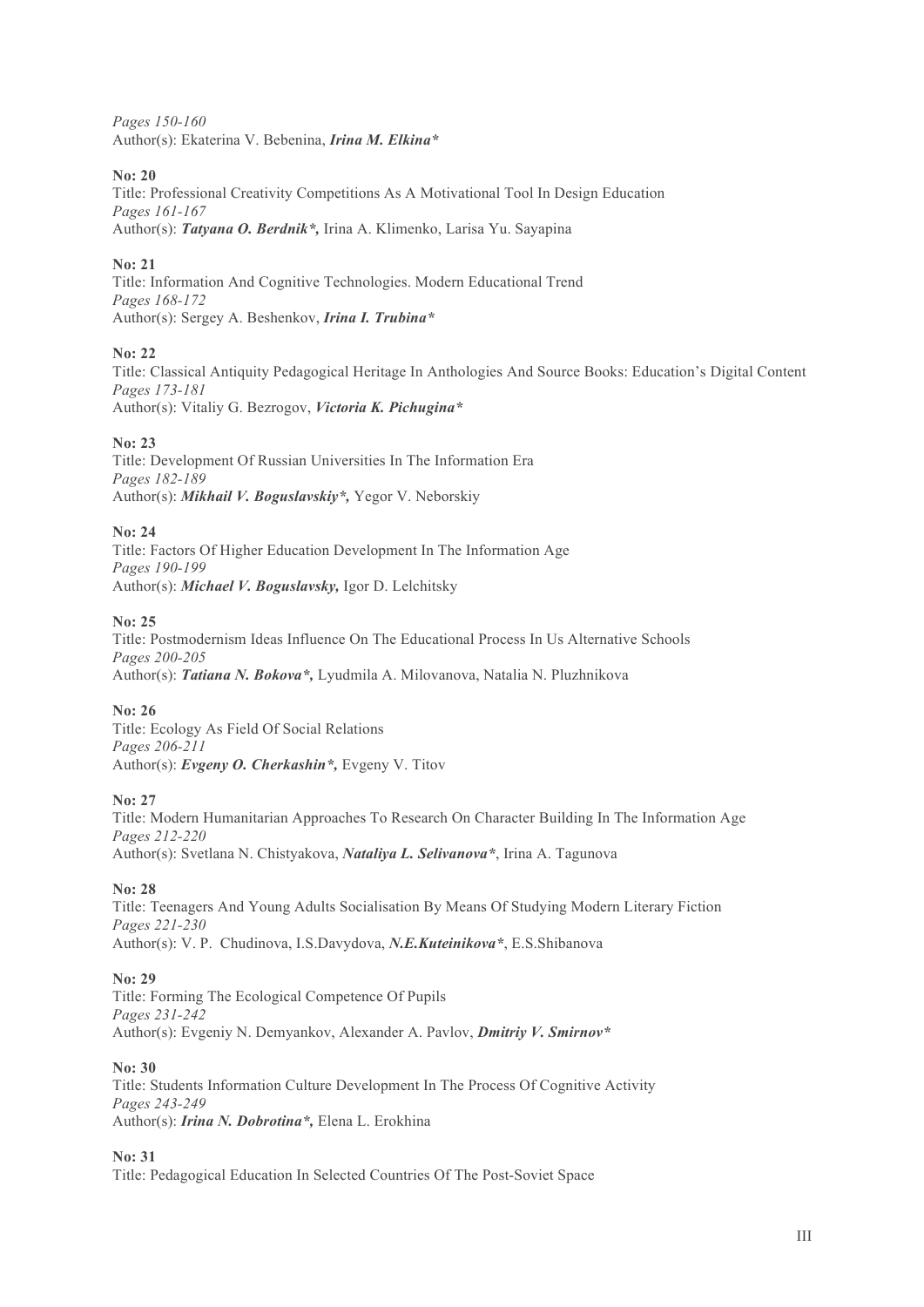*Pages 150-160*
Author(s): Ekaterina V. Bebenina, ***Irina M. Elkina****

**No: 20**
Title: Professional Creativity Competitions As A Motivational Tool In Design Education
*Pages 161-167*
Author(s): ***Tatyana O. Berdnik*,*** Irina A. Klimenko, Larisa Yu. Sayapina

**No: 21**
Title: Information And Cognitive Technologies. Modern Educational Trend
*Pages 168-172*
Author(s): Sergey A. Beshenkov, ***Irina I. Trubina****

**No: 22**
Title: Classical Antiquity Pedagogical Heritage In Anthologies And Source Books: Education's Digital Content
*Pages 173-181*
Author(s): Vitaliy G. Bezrogov, ***Victoria K. Pichugina****

**No: 23**
Title: Development Of Russian Universities In The Information Era
*Pages 182-189*
Author(s): ***Mikhail V. Boguslavskiy*,*** Yegor V. Neborskiy

**No: 24**
Title: Factors Of Higher Education Development In The Information Age
*Pages 190-199*
Author(s): ***Michael V. Boguslavsky,*** Igor D. Lelchitsky

**No: 25**
Title: Postmodernism Ideas Influence On The Educational Process In Us Alternative Schools
*Pages 200-205*
Author(s): ***Tatiana N. Bokova*,*** Lyudmila A. Milovanova, Natalia N. Pluzhnikova

**No: 26**
Title: Ecology As Field Of Social Relations
*Pages 206-211*
Author(s): ***Evgeny O. Cherkashin*,*** Evgeny V. Titov

**No: 27**
Title: Modern Humanitarian Approaches To Research On Character Building In The Information Age
*Pages 212-220*
Author(s): Svetlana N. Chistyakova, ***Nataliya L. Selivanova****, Irina A. Tagunova

**No: 28**
Title: Teenagers And Young Adults Socialisation By Means Of Studying Modern Literary Fiction
*Pages 221-230*
Author(s): V. P. Chudinova, I.S.Davydova, ***N.E.Kuteinikova****, E.S.Shibanova

**No: 29**
Title: Forming The Ecological Competence Of Pupils
*Pages 231-242*
Author(s): Evgeniy N. Demyankov, Alexander A. Pavlov, ***Dmitriy V. Smirnov****

**No: 30**
Title: Students Information Culture Development In The Process Of Cognitive Activity
*Pages 243-249*
Author(s): ***Irina N. Dobrotina*,*** Elena L. Erokhina

**No: 31**
Title: Pedagogical Education In Selected Countries Of The Post-Soviet Space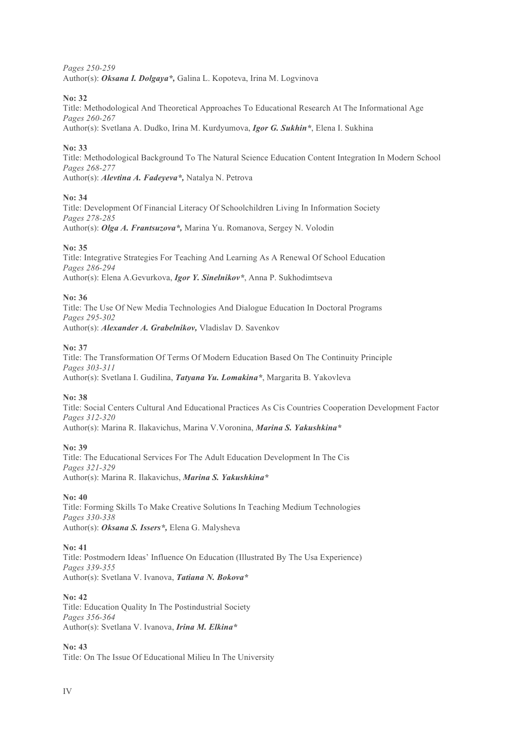*Pages 250-259*
Author(s): ***Oksana I. Dolgaya*,*** Galina L. Kopoteva, Irina M. Logvinova

**No: 32**
Title: Methodological And Theoretical Approaches To Educational Research At The Informational Age
*Pages 260-267*
Author(s): Svetlana A. Dudko, Irina M. Kurdyumova, ***Igor G. Sukhin****, Elena I. Sukhina

**No: 33**
Title: Methodological Background To The Natural Science Education Content Integration In Modern School
*Pages 268-277*
Author(s): ***Alevtina A. Fadeyeva*,*** Natalya N. Petrova

**No: 34**
Title: Development Of Financial Literacy Of Schoolchildren Living In Information Society
*Pages 278-285*
Author(s): ***Olga A. Frantsuzova*,*** Marina Yu. Romanova, Sergey N. Volodin

**No: 35**
Title: Integrative Strategies For Teaching And Learning As A Renewal Of School Education
*Pages 286-294*
Author(s): Elena A.Gevurkova, ***Igor Y. Sinelnikov****, Anna P. Sukhodimtseva

**No: 36**
Title: The Use Of New Media Technologies And Dialogue Education In Doctoral Programs
*Pages 295-302*
Author(s): ***Alexander A. Grabelnikov,*** Vladislav D. Savenkov

**No: 37**
Title: The Transformation Of Terms Of Modern Education Based On The Continuity Principle
*Pages 303-311*
Author(s): Svetlana I. Gudilina, ***Tatyana Yu. Lomakina****, Margarita B. Yakovleva

**No: 38**
Title: Social Centers Cultural And Educational Practices As Cis Countries Cooperation Development Factor
*Pages 312-320*
Author(s): Marina R. Ilakavichus, Marina V.Voronina, ***Marina S. Yakushkina****

**No: 39**
Title: The Educational Services For The Adult Education Development In The Cis
*Pages 321-329*
Author(s): Marina R. Ilakavichus, ***Marina S. Yakushkina****

**No: 40**
Title: Forming Skills To Make Creative Solutions In Teaching Medium Technologies
*Pages 330-338*
Author(s): ***Oksana S. Issers*,*** Elena G. Malysheva

**No: 41**
Title: Postmodern Ideas' Influence On Education (Illustrated By The Usa Experience)
*Pages 339-355*
Author(s): Svetlana V. Ivanova, ***Tatiana N. Bokova****

**No: 42**
Title: Education Quality In The Postindustrial Society
*Pages 356-364*
Author(s): Svetlana V. Ivanova, ***Irina M. Elkina****

**No: 43**
Title: On The Issue Of Educational Milieu In The University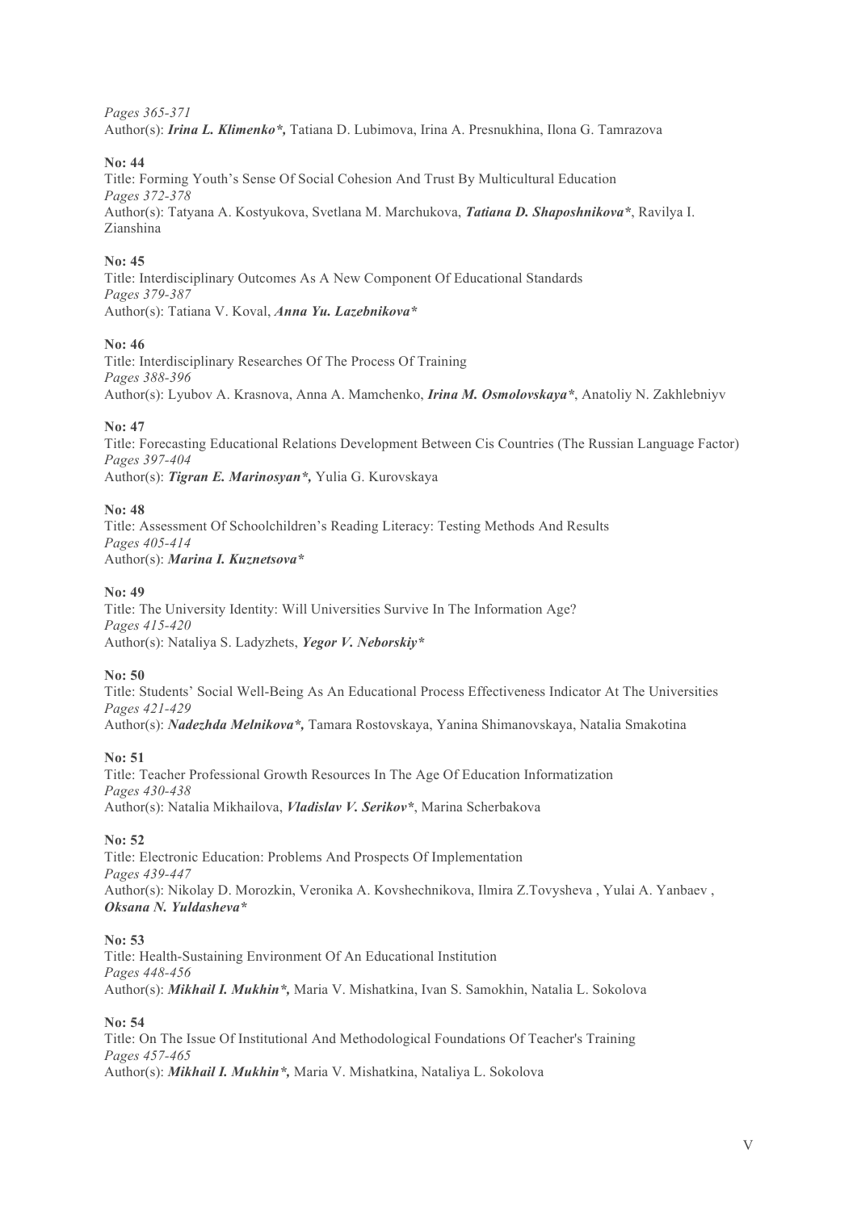*Pages 365-371*
Author(s): ***Irina L. Klimenko*,*** Tatiana D. Lubimova, Irina A. Presnukhina, Ilona G. Tamrazova

**No: 44**
Title: Forming Youth's Sense Of Social Cohesion And Trust By Multicultural Education
*Pages 372-378*
Author(s): Tatyana A. Kostyukova, Svetlana M. Marchukova, ***Tatiana D. Shaposhnikova****, Ravilya I. Zianshina

**No: 45**
Title: Interdisciplinary Outcomes As A New Component Of Educational Standards
*Pages 379-387*
Author(s): Tatiana V. Koval, ***Anna Yu. Lazebnikova****

**No: 46**
Title: Interdisciplinary Researches Of The Process Of Training
*Pages 388-396*
Author(s): Lyubov A. Krasnova, Anna A. Mamchenko, ***Irina M. Osmolovskaya****, Anatoliy N. Zakhlebniyv

**No: 47**
Title: Forecasting Educational Relations Development Between Cis Countries (The Russian Language Factor)
*Pages 397-404*
Author(s): ***Tigran E. Marinosyan*,*** Yulia G. Kurovskaya

**No: 48**
Title: Assessment Of Schoolchildren's Reading Literacy: Testing Methods And Results
*Pages 405-414*
Author(s): ***Marina I. Kuznetsova****

**No: 49**
Title: The University Identity: Will Universities Survive In The Information Age?
*Pages 415-420*
Author(s): Nataliya S. Ladyzhets, ***Yegor V. Neborskiy****

**No: 50**
Title: Students' Social Well-Being As An Educational Process Effectiveness Indicator At The Universities
*Pages 421-429*
Author(s): ***Nadezhda Melnikova*,*** Tamara Rostovskaya, Yanina Shimanovskaya, Natalia Smakotina

**No: 51**
Title: Teacher Professional Growth Resources In The Age Of Education Informatization
*Pages 430-438*
Author(s): Natalia Mikhailova, ***Vladislav V. Serikov****, Marina Scherbakova

**No: 52**
Title: Electronic Education: Problems And Prospects Of Implementation
*Pages 439-447*
Author(s): Nikolay D. Morozkin, Veronika A. Kovshechnikova, Ilmira Z.Tovysheva , Yulai A. Yanbaev , ***Oksana N. Yuldasheva****

**No: 53**
Title: Health-Sustaining Environment Of An Educational Institution
*Pages 448-456*
Author(s): ***Mikhail I. Mukhin*,*** Maria V. Mishatkina, Ivan S. Samokhin, Natalia L. Sokolova

**No: 54**
Title: On The Issue Of Institutional And Methodological Foundations Of Teacher's Training
*Pages 457-465*
Author(s): ***Mikhail I. Mukhin*,*** Maria V. Mishatkina, Nataliya L. Sokolova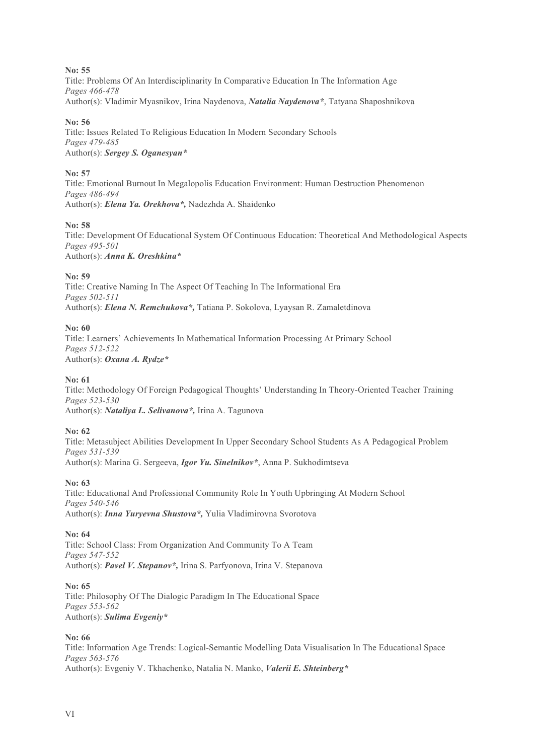**No: 55**
Title: Problems Of An Interdisciplinarity In Comparative Education In The Information Age
*Pages 466-478*
Author(s): Vladimir Myasnikov, Irina Naydenova, ***Natalia Naydenova****, Tatyana Shaposhnikova

**No: 56**
Title: Issues Related To Religious Education In Modern Secondary Schools
*Pages 479-485*
Author(s): ***Sergey S. Oganesyan****

**No: 57**
Title: Emotional Burnout In Megalopolis Education Environment: Human Destruction Phenomenon
*Pages 486-494*
Author(s): ***Elena Ya. Orekhova*,*** Nadezhda A. Shaidenko

**No: 58**
Title: Development Of Educational System Of Continuous Education: Theoretical And Methodological Aspects
*Pages 495-501*
Author(s): ***Anna K. Oreshkina****

**No: 59**
Title: Creative Naming In The Aspect Of Teaching In The Informational Era
*Pages 502-511*
Author(s): ***Elena N. Remchukova*,*** Tatiana P. Sokolova, Lyaysan R. Zamaletdinova

**No: 60**
Title: Learners' Achievements In Mathematical Information Processing At Primary School
*Pages 512-522*
Author(s): ***Oxana A. Rydze****

**No: 61**
Title: Methodology Of Foreign Pedagogical Thoughts' Understanding In Theory-Oriented Teacher Training
*Pages 523-530*
Author(s): ***Nataliya L. Selivanova*,*** Irina A. Tagunova

**No: 62**
Title: Metasubject Abilities Development In Upper Secondary School Students As A Pedagogical Problem
*Pages 531-539*
Author(s): Marina G. Sergeeva, ***Igor Yu. Sinelnikov****, Anna P. Sukhodimtseva

**No: 63**
Title: Educational And Professional Community Role In Youth Upbringing At Modern School
*Pages 540-546*
Author(s): ***Inna Yuryevna Shustova*,*** Yulia Vladimirovna Svorotova

**No: 64**
Title: School Class: From Organization And Community To A Team
*Pages 547-552*
Author(s): ***Pavel V. Stepanov*,*** Irina S. Parfyonova, Irina V. Stepanova

**No: 65**
Title: Philosophy Of The Dialogic Paradigm In The Educational Space
*Pages 553-562*
Author(s): ***Sulima Evgeniy****

**No: 66**
Title: Information Age Trends: Logical-Semantic Modelling Data Visualisation In The Educational Space
*Pages 563-576*
Author(s): Evgeniy V. Tkhachenko, Natalia N. Manko, ***Valerii E. Shteinberg****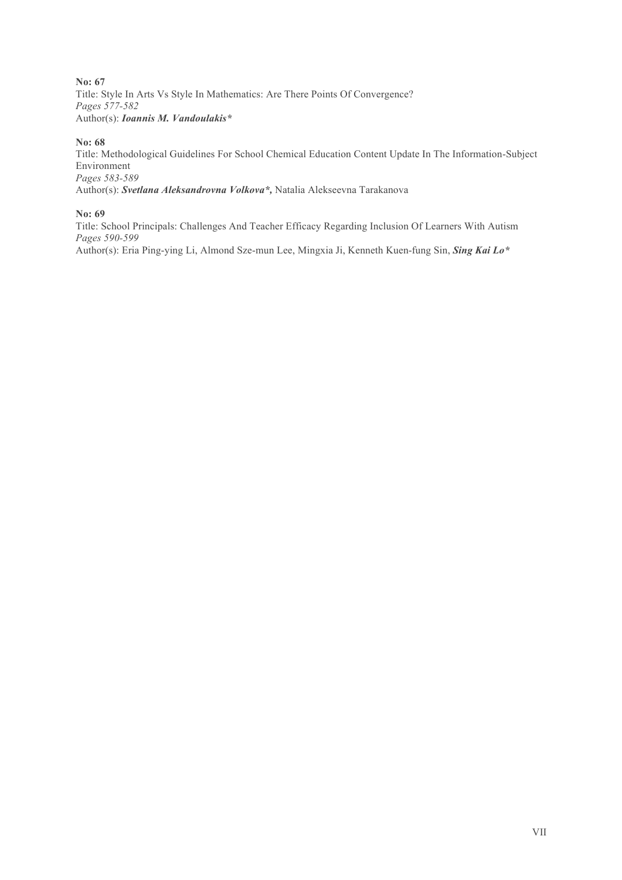**No: 67**
Title: Style In Arts Vs Style In Mathematics: Are There Points Of Convergence?
*Pages 577-582*
Author(s): ***Ioannis M. Vandoulakis****

**No: 68**
Title: Methodological Guidelines For School Chemical Education Content Update In The Information-Subject Environment
*Pages 583-589*
Author(s): ***Svetlana Aleksandrovna Volkova*,*** Natalia Alekseevna Tarakanova

**No: 69**
Title: School Principals: Challenges And Teacher Efficacy Regarding Inclusion Of Learners With Autism
*Pages 590-599*
Author(s): Eria Ping-ying Li, Almond Sze-mun Lee, Mingxia Ji, Kenneth Kuen-fung Sin, ***Sing Kai Lo****